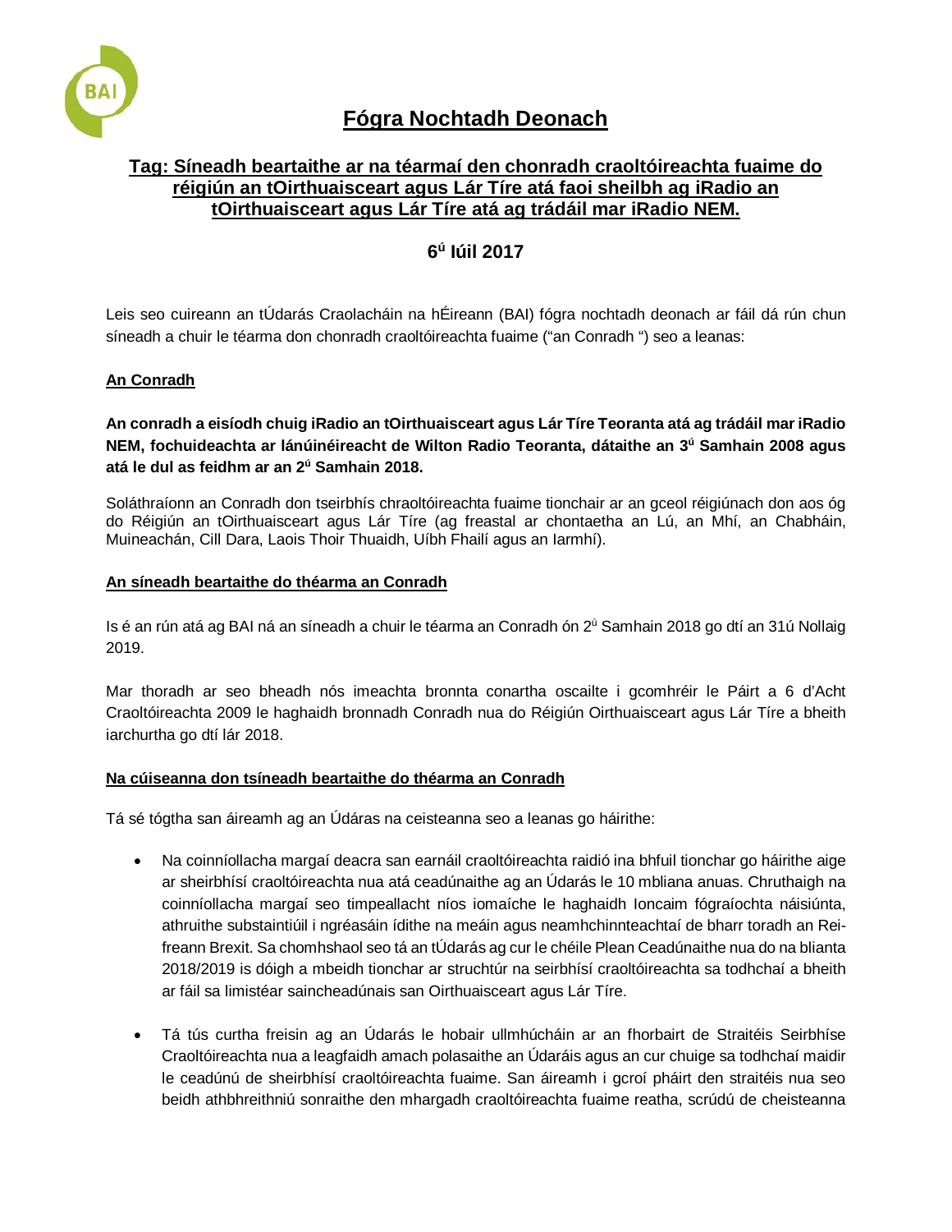# Fógra Nochtadh Deonach

## Tag: Síneadh beartaithe ar na téarmaí den chonradh craoltóireachta fuaime do réigiún an tOirthuaisceart agus Lár Tíre atá faoi sheilbh ag iRadio an tOirthuaisceart agus Lár Tíre atá ag trádáil mar iRadio NEM.

## 6ú Iúil 2017

Leis seo cuireann an tÚdarás Craolacháin na hÉireann (BAI) fógra nochtadh deonach ar fáil dá rún chun síneadh a chuir le téarma don chonradh craoltóireachta fuaime ("an Conradh ") seo a leanas:

### An Conradh

**An conradh a eisíodh chuig iRadio an tOirthuaisceart agus Lár Tíre Teoranta atá ag trádáil mar iRadio NEM, fochuideachta ar lánúinéireacht de Wilton Radio Teoranta, dátaithe an 3ú Samhain 2008 agus atá le dul as feidhm ar an 2ú Samhain 2018.**

Soláthraíonn an Conradh don tseirbhís chraoltóireachta fuaime tionchair ar an gceol réigiúnach don aos óg do Réigiún an tOirthuaisceart agus Lár Tíre (ag freastal ar chontaetha an Lú, an Mhí, an Chabháin, Muineachán, Cill Dara, Laois Thoir Thuaidh, Uíbh Fhailí agus an Iarmhí).

### An síneadh beartaithe do théarma an Conradh

Is é an rún atá ag BAI ná an síneadh a chuir le téarma an Conradh ón 2ú Samhain 2018 go dtí an 31ú Nollaig 2019.

Mar thoradh ar seo bheadh nós imeachta bronnta conartha oscailte i gcomhréir le Páirt a 6 d'Acht Craoltóireachta 2009 le haghaidh bronnadh Conradh nua do Réigiún Oirthuaisceart agus Lár Tíre a bheith iarchurtha go dtí lár 2018.

### Na cúiseanna don tsíneadh beartaithe do théarma an Conradh

Tá sé tógtha san áireamh ag an Údáras na ceisteanna seo a leanas go háirithe:

- Na coinníollacha margaí deacra san earnáil craoltóireachta raidió ina bhfuil tionchar go háirithe aige ar sheirbhísí craoltóireachta nua atá ceadúnaithe ag an Údarás le 10 mbliana anuas. Chruthaigh na coinníollacha margaí seo timpeallacht níos iomaíche le haghaidh Ioncaim fógraíochta náisiúnta, athruithe substaintiúil i ngréasáin ídithe na meáin agus neamhchinnteachtaí de bharr toradh an Reifreann Brexit. Sa chomhshaol seo tá an tÚdarás ag cur le chéile Plean Ceadúnaithe nua do na blianta 2018/2019 is dóigh a mbeidh tionchar ar struchtúr na seirbhísí craoltóireachta sa todhchaí a bheith ar fáil sa limistéar saincheadúnais san Oirthuaisceart agus Lár Tíre.

- Tá tús curtha freisin ag an Údarás le hobair ullmhúcháin ar an fhorbairt de Straitéis Seirbhíse Craoltóireachta nua a leagfaidh amach polasaithe an Údaráis agus an cur chuige sa todhchaí maidir le ceadúnú de sheirbhísí craoltóireachta fuaime. San áireamh i gcroí pháirt den straitéis nua seo beidh athbhreithniú sonraithe den mhargadh craoltóireachta fuaime reatha, scrúdú de cheisteanna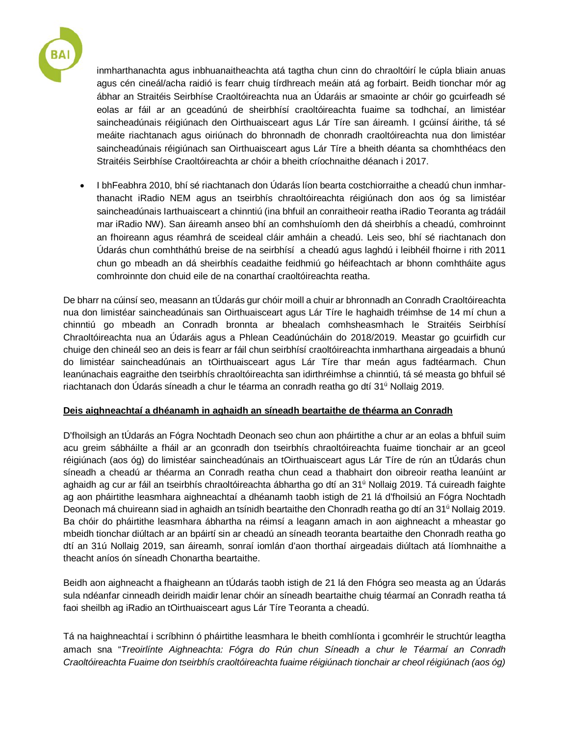inmharthanachta agus inbhuanaitheachta atá tagtha chun cinn do chraoltóirí le cúpla bliain anuas agus cén cineál/acha raidió is fearr chuig tírdhreach meáin atá ag forbairt. Beidh tionchar mór ag ábhar an Straitéis Seirbhíse Craoltóireachta nua an Údaráis ar smaointe ar chóir go gcuirfeadh sé eolas ar fáil ar an gceadúnú de sheirbhísí craoltóireachta fuaime sa todhchaí, an limistéar saincheadúnais réigiúnach den Oirthuaisceart agus Lár Tíre san áireamh. I gcúinsí áirithe, tá sé meáite riachtanach agus oiriúnach do bhronnadh de chonradh craoltóireachta nua don limistéar saincheadúnais réigiúnach san Oirthuaisceart agus Lár Tíre a bheith déanta sa chomhthéacs den Straitéis Seirbhíse Craoltóireachta ar chóir a bheith críochnaithe déanach i 2017.

- I bhFeabhra 2010, bhí sé riachtanach don Údarás líon bearta costchiorraithe a cheadú chun inmharthanacht iRadio NEM agus an tseirbhís chraoltóireachta réigiúnach don aos óg sa limistéar saincheadúnais Iarthuaisceart a chinntiú (ina bhfuil an conraitheoir reatha iRadio Teoranta ag trádáil mar iRadio NW). San áireamh anseo bhí an comhshuíomh den dá sheirbhís a cheadú, comhroinnt an fhoireann agus réamhrá de sceideal cláir amháin a cheadú. Leis seo, bhí sé riachtanach don Údarás chun comhtháthú breise de na seirbhísí a cheadú agus laghdú i leibhéil fhoirne i rith 2011 chun go mbeadh an dá sheirbhís ceadaithe feidhmiú go héifeachtach ar bhonn comhtháite agus comhroinnte don chuid eile de na conarthaí craoltóireachta reatha.

De bharr na cúinsí seo, measann an tÚdarás gur chóir moill a chuir ar bhronnadh an Conradh Craoltóireachta nua don limistéar saincheadúnais san Oirthuaisceart agus Lár Tíre le haghaidh tréimhse de 14 mí chun a chinntiú go mbeadh an Conradh bronnta ar bhealach comhsheasmhach le Straitéis Seirbhísí Chraoltóireachta nua an Údaráis agus a Phlean Ceadúnúcháin do 2018/2019. Meastar go gcuirfidh cur chuige den chineál seo an deis is fearr ar fáil chun seirbhísí craoltóireachta inmharthana airgeadais a bhunú do limistéar saincheadúnais an tOirthuaisceart agus Lár Tíre thar meán agus fadtéarmach. Chun leanúnachais eagraithe den tseirbhís chraoltóireachta san idirthréimhse a chinntiú, tá sé measta go bhfuil sé riachtanach don Údarás síneadh a chur le téarma an conradh reatha go dtí 31ú Nollaig 2019.

**Deis aighneachtaí a dhéanamh in aghaidh an síneadh beartaithe de théarma an Conradh**

D'fhoilsigh an tÚdarás an Fógra Nochtadh Deonach seo chun aon pháirtithe a chur ar an eolas a bhfuil suim acu greim sábháilte a fháil ar an gconradh don tseirbhís chraoltóireachta fuaime tionchair ar an gceol réigiúnach (aos óg) do limistéar saincheadúnais an tOirthuaisceart agus Lár Tíre de rún an tÚdaráis chun síneadh a cheadú ar théarma an Conradh reatha chun cead a thabhairt don oibreoir reatha leanúint ar aghaidh ag cur ar fáil an tseirbhís chraoltóireachta ábhartha go dtí an 31ú Nollaig 2019. Tá cuireadh faighte ag aon pháirtithe leasmhara aighneachtaí a dhéanamh taobh istigh de 21 lá d'fhoilsiú an Fógra Nochtadh Deonach má chuireann siad in aghaidh an tsínidh beartaithe den Chonradh reatha go dtí an 31ú Nollaig 2019. Ba chóir do pháirtithe leasmhara ábhartha na réimsí a leagann amach in aon aighneacht a mheastar go mbeidh tionchar diúltach ar an bpáirtí sin ar cheadú an síneadh teoranta beartaithe den Chonradh reatha go dtí an 31ú Nollaig 2019, san áireamh, sonraí iomlán d'aon thorthaí airgeadais diúltach atá líomhnaithe a theacht aníos ón síneadh Chonartha beartaithe.

Beidh aon aighneacht a fhaigheann an tÚdarás taobh istigh de 21 lá den Fhógra seo measta ag an Údarás sula ndéanfar cinneadh deiridh maidir lenar chóir an síneadh beartaithe chuig téarmaí an Conradh reatha tá faoi sheilbh ag iRadio an tOirthuaisceart agus Lár Tíre Teoranta a cheadú.

Tá na haighneachtaí i scríbhinn ó pháirtithe leasmhara le bheith comhlíonta i gcomhréir le struchtúr leagtha amach sna "*Treoirlínte Aighneachta: Fógra do Rún chun Síneadh a chur le Téarmaí an Conradh Craoltóireachta Fuaime don tseirbhís craoltóireachta fuaime réigiúnach tionchair ar cheol réigiúnach (aos óg)*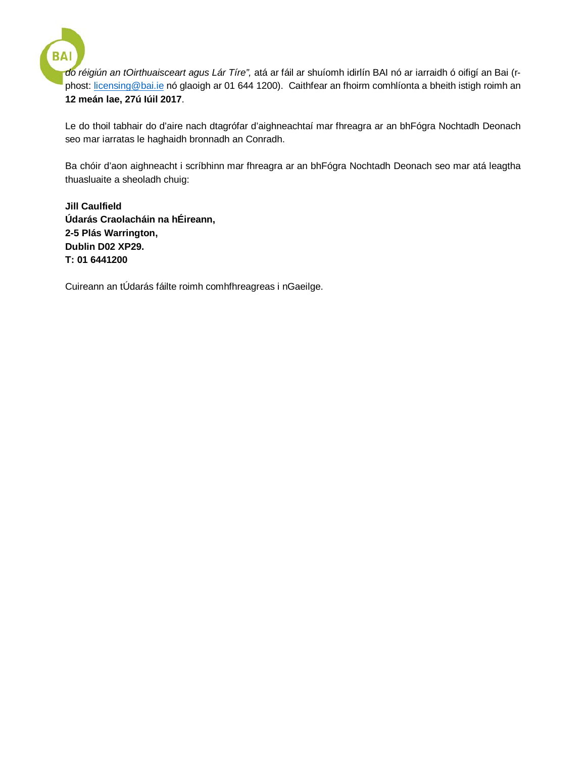*do réigiún an tOirthuaisceart agus Lár Tíre",* atá ar fáil ar shuíomh idirlín BAI nó ar iarraidh ó oifigí an Bai (r-phost: licensing@bai.ie nó glaoigh ar 01 644 1200). Caithfear an fhoirm comhlíonta a bheith istigh roimh an **12 meán lae, 27ú Iúil 2017**.

Le do thoil tabhair do d'aire nach dtagrófar d'aighneachtaí mar fhreagra ar an bhFógra Nochtadh Deonach seo mar iarratas le haghaidh bronnadh an Conradh.

Ba chóir d'aon aighneacht i scríbhinn mar fhreagra ar an bhFógra Nochtadh Deonach seo mar atá leagtha thuasluaite a sheoladh chuig:

**Jill Caulfield**
**Údarás Craolacháin na hÉireann,**
**2-5 Plás Warrington,**
**Dublin D02 XP29.**
**T: 01 6441200**

Cuireann an tÚdarás fáilte roimh comhfhreagreas i nGaeilge.